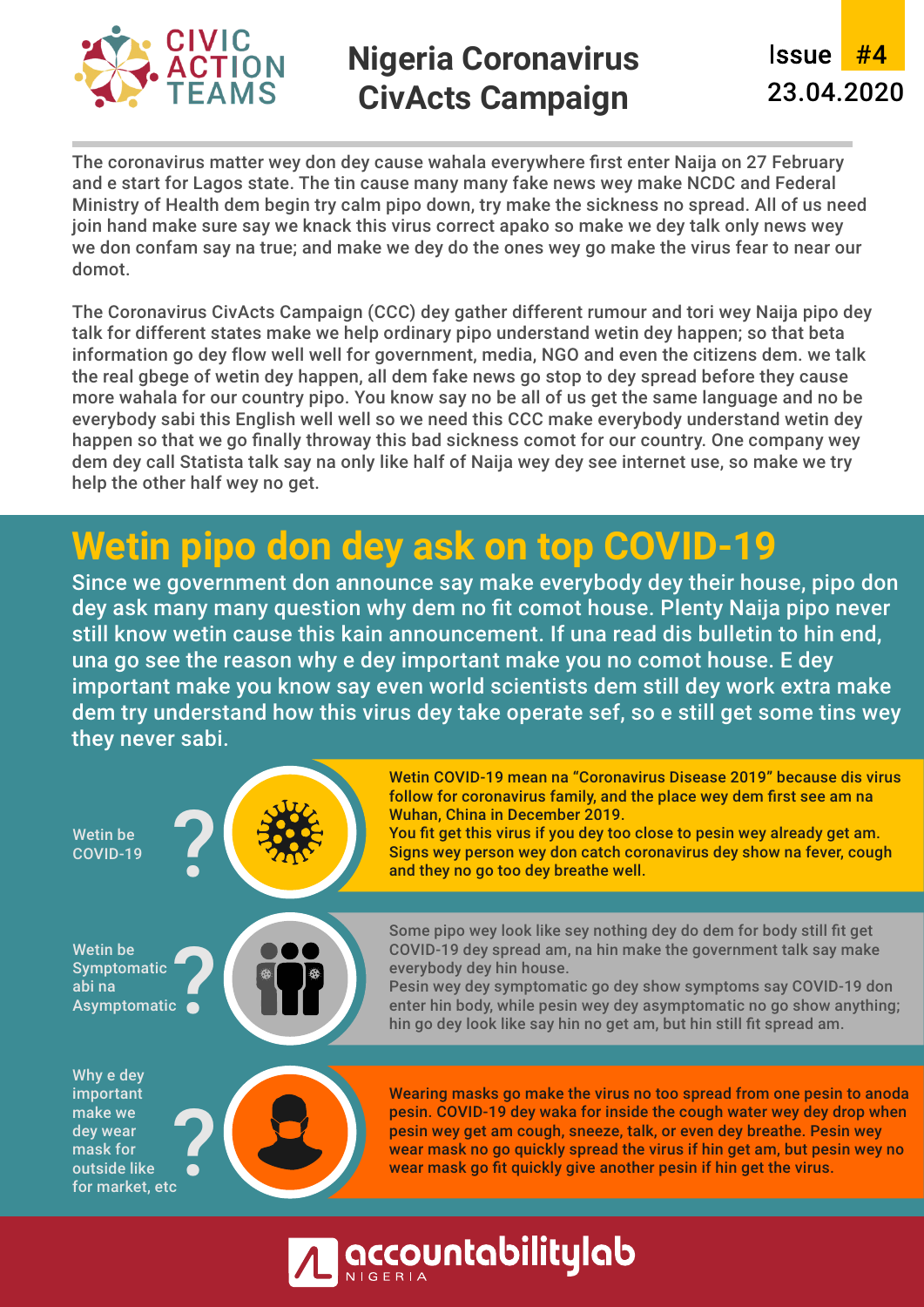CIVIC ACTION TEAMS

# Nigeria Coronavirus CivActs Campaign

Issue #4
23.04.2020

The coronavirus matter wey don dey cause wahala everywhere first enter Naija on 27 February and e start for Lagos state. The tin cause many many fake news wey make NCDC and Federal Ministry of Health dem begin try calm pipo down, try make the sickness no spread. All of us need join hand make sure say we knack this virus correct apako so make we dey talk only news wey we don confam say na true; and make we dey do the ones wey go make the virus fear to near our domot.

The Coronavirus CivActs Campaign (CCC) dey gather different rumour and tori wey Naija pipo dey talk for different states make we help ordinary pipo understand wetin dey happen; so that beta information go dey flow well well for government, media, NGO and even the citizens dem. we talk the real gbege of wetin dey happen, all dem fake news go stop to dey spread before they cause more wahala for our country pipo. You know say no be all of us get the same language and no be everybody sabi this English well well so we need this CCC make everybody understand wetin dey happen so that we go finally throway this bad sickness comot for our country. One company wey dem dey call Statista talk say na only like half of Naija wey dey see internet use, so make we try help the other half wey no get.

## Wetin pipo don dey ask on top COVID-19

Since we government don announce say make everybody dey their house, pipo don dey ask many many question why dem no fit comot house. Plenty Naija pipo never still know wetin cause this kain announcement. If una read dis bulletin to hin end, una go see the reason why e dey important make you no comot house. E dey important make you know say even world scientists dem still dey work extra make dem try understand how this virus dey take operate sef, so e still get some tins wey they never sabi.

**Wetin be COVID-19?**

**Wetin COVID-19 mean na "Coronavirus Disease 2019" because dis virus follow for coronavirus family, and the place wey dem first see am na Wuhan, China in December 2019.**
**You fit get this virus if you dey too close to pesin wey already get am. Signs wey person wey don catch coronavirus dey show na fever, cough and they no go too dey breathe well.**

**Wetin be Symptomatic abi na Asymptomatic?**

Some pipo wey look like sey nothing dey do dem for body still fit get COVID-19 dey spread am, na hin make the government talk say make everybody dey hin house.
Pesin wey dey symptomatic go dey show symptoms say COVID-19 don enter hin body, while pesin wey dey asymptomatic no go show anything; hin go dey look like say hin no get am, but hin still fit spread am.

**Why e dey important make we dey wear mask for outside like for market, etc?**

**Wearing masks go make the virus no too spread from one pesin to anoda pesin. COVID-19 dey waka for inside the cough water wey dey drop when pesin wey get am cough, sneeze, talk, or even dey breathe. Pesin wey wear mask no go quickly spread the virus if hin get am, but pesin wey no wear mask go fit quickly give another pesin if hin get the virus.**

accountabilitylab NIGERIA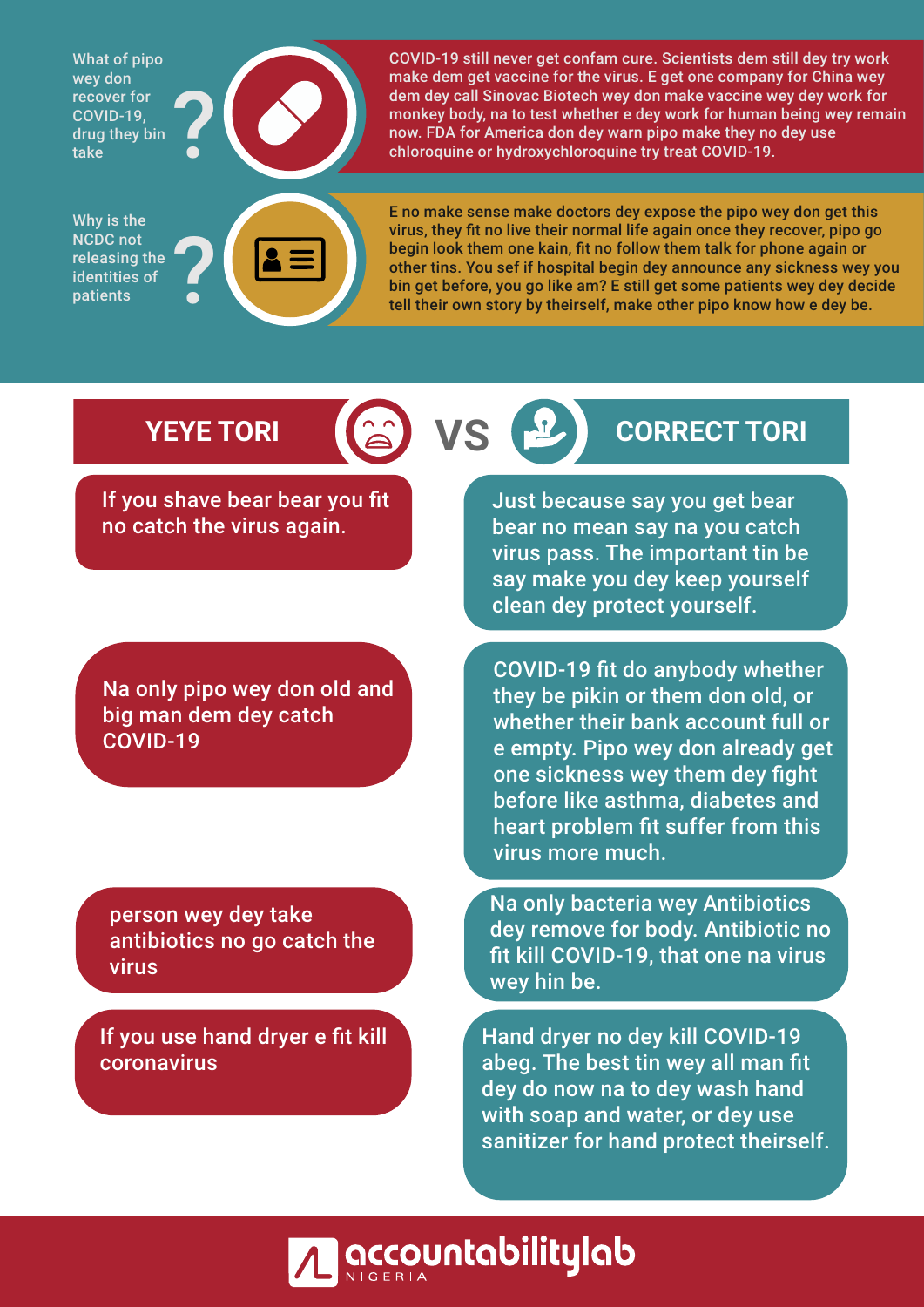What of pipo wey don recover for COVID-19, drug they bin take?

COVID-19 still never get confam cure. Scientists dem still dey try work make dem get vaccine for the virus. E get one company for China wey dem dey call Sinovac Biotech wey don make vaccine wey dey work for monkey body, na to test whether e dey work for human being wey remain now. FDA for America don dey warn pipo make they no dey use chloroquine or hydroxychloroquine try treat COVID-19.

Why is the NCDC not releasing the identities of patients?

E no make sense make doctors dey expose the pipo wey don get this virus, they fit no live their normal life again once they recover, pipo go begin look them one kain, fit no follow them talk for phone again or other tins. You sef if hospital begin dey announce any sickness wey you bin get before, you go like am? E still get some patients wey dey decide tell their own story by theirself, make other pipo know how e dey be.

| YEYE TORI | VS | CORRECT TORI |
|---|---|---|
| If you shave bear bear you fit no catch the virus again. | | Just because say you get bear bear no mean say na you catch virus pass. The important tin be say make you dey keep yourself clean dey protect yourself. |
| Na only pipo wey don old and big man dem dey catch COVID-19 | | COVID-19 fit do anybody whether they be pikin or them don old, or whether their bank account full or e empty. Pipo wey don already get one sickness wey them dey fight before like asthma, diabetes and heart problem fit suffer from this virus more much. |
| person wey dey take antibiotics no go catch the virus | | Na only bacteria wey Antibiotics dey remove for body. Antibiotic no fit kill COVID-19, that one na virus wey hin be. |
| If you use hand dryer e fit kill coronavirus | | Hand dryer no dey kill COVID-19 abeg. The best tin wey all man fit dey do now na to dey wash hand with soap and water, or dey use sanitizer for hand protect theirself. |

accountabilitylab NIGERIA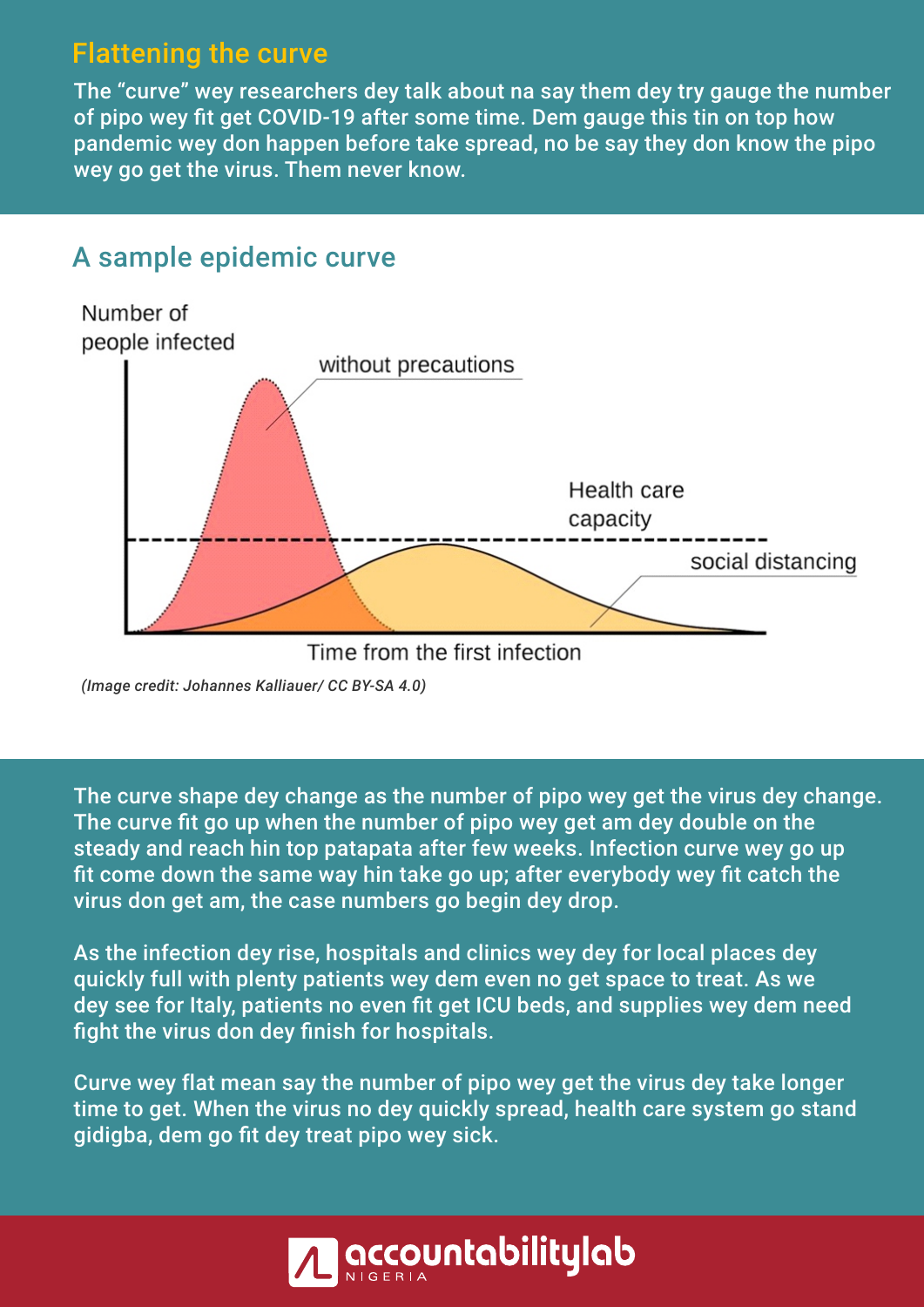## Flattening the curve

The "curve" wey researchers dey talk about na say them dey try gauge the number of pipo wey fit get COVID-19 after some time. Dem gauge this tin on top how pandemic wey don happen before take spread, no be say they don know the pipo wey go get the virus. Them never know.

## A sample epidemic curve

*(Image credit: Johannes Kalliauer/ CC BY-SA 4.0)*

The curve shape dey change as the number of pipo wey get the virus dey change. The curve fit go up when the number of pipo wey get am dey double on the steady and reach hin top patapata after few weeks. Infection curve wey go up fit come down the same way hin take go up; after everybody wey fit catch the virus don get am, the case numbers go begin dey drop.

As the infection dey rise, hospitals and clinics wey dey for local places dey quickly full with plenty patients wey dem even no get space to treat. As we dey see for Italy, patients no even fit get ICU beds, and supplies wey dem need fight the virus don dey finish for hospitals.

Curve wey flat mean say the number of pipo wey get the virus dey take longer time to get. When the virus no dey quickly spread, health care system go stand gidigba, dem go fit dey treat pipo wey sick.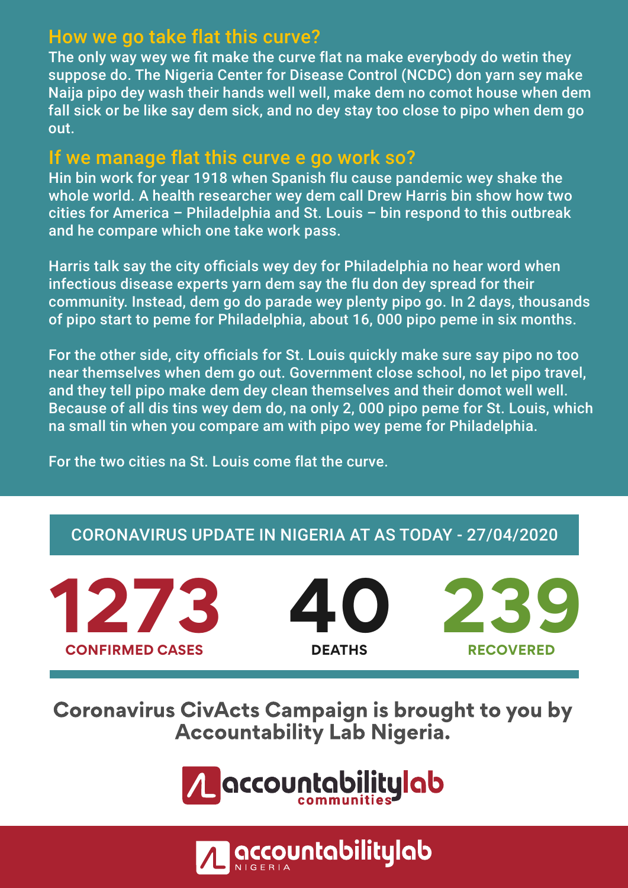## How we go take flat this curve?

The only way wey we fit make the curve flat na make everybody do wetin they suppose do. The Nigeria Center for Disease Control (NCDC) don yarn sey make Naija pipo dey wash their hands well well, make dem no comot house when dem fall sick or be like say dem sick, and no dey stay too close to pipo when dem go out.

## If we manage flat this curve e go work so?

Hin bin work for year 1918 when Spanish flu cause pandemic wey shake the whole world. A health researcher wey dem call Drew Harris bin show how two cities for America – Philadelphia and St. Louis – bin respond to this outbreak and he compare which one take work pass.

Harris talk say the city officials wey dey for Philadelphia no hear word when infectious disease experts yarn dem say the flu don dey spread for their community. Instead, dem go do parade wey plenty pipo go. In 2 days, thousands of pipo start to peme for Philadelphia, about 16, 000 pipo peme in six months.

For the other side, city officials for St. Louis quickly make sure say pipo no too near themselves when dem go out. Government close school, no let pipo travel, and they tell pipo make dem dey clean themselves and their domot well well. Because of all dis tins wey dem do, na only 2, 000 pipo peme for St. Louis, which na small tin when you compare am with pipo wey peme for Philadelphia.

For the two cities na St. Louis come flat the curve.

### CORONAVIRUS UPDATE IN NIGERIA AT AS TODAY - 27/04/2020

**1273**
CONFIRMED CASES

**40**
DEATHS

**239**
RECOVERED

**Coronavirus CivActs Campaign is brought to you by Accountability Lab Nigeria.**

accountabilitylab communities

accountabilitylab NIGERIA